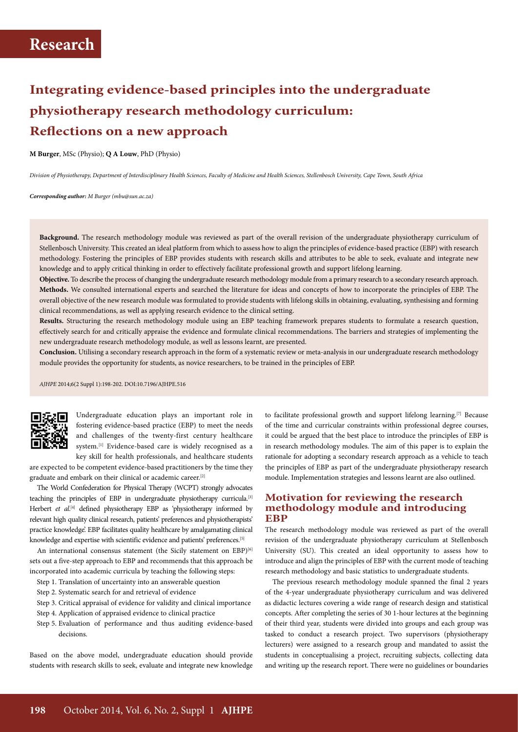Research

# Integrating evidence-based principles into the undergraduate physiotherapy research methodology curriculum: Reflections on a new approach

**M Burger**, MSc (Physio); **Q A Louw**, PhD (Physio)

*Division of Physiotherapy, Department of Interdisciplinary Health Sciences, Faculty of Medicine and Health Sciences, Stellenbosch University, Cape Town, South Africa*

***Corresponding author:** M Burger (mbu@sun.ac.za)*

**Background.** The research methodology module was reviewed as part of the overall revision of the undergraduate physiotherapy curriculum of Stellenbosch University. This created an ideal platform from which to assess how to align the principles of evidence-based practice (EBP) with research methodology. Fostering the principles of EBP provides students with research skills and attributes to be able to seek, evaluate and integrate new knowledge and to apply critical thinking in order to effectively facilitate professional growth and support lifelong learning.

**Objective.** To describe the process of changing the undergraduate research methodology module from a primary research to a secondary research approach.

**Methods.** We consulted international experts and searched the literature for ideas and concepts of how to incorporate the principles of EBP. The overall objective of the new research module was formulated to provide students with lifelong skills in obtaining, evaluating, synthesising and forming clinical recommendations, as well as applying research evidence to the clinical setting.

**Results.** Structuring the research methodology module using an EBP teaching framework prepares students to formulate a research question, effectively search for and critically appraise the evidence and formulate clinical recommendations. The barriers and strategies of implementing the new undergraduate research methodology module, as well as lessons learnt, are presented.

**Conclusion.** Utilising a secondary research approach in the form of a systematic review or meta-analysis in our undergraduate research methodology module provides the opportunity for students, as novice researchers, to be trained in the principles of EBP.

*AJHPE* 2014;6(2 Suppl 1):198-202. DOI:10.7196/AJHPE.516

Undergraduate education plays an important role in fostering evidence-based practice (EBP) to meet the needs and challenges of the twenty-first century healthcare system.[1] Evidence-based care is widely recognised as a key skill for health professionals, and healthcare students are expected to be competent evidence-based practitioners by the time they graduate and embark on their clinical or academic career.[2]

The World Confederation for Physical Therapy (WCPT) strongly advocates teaching the principles of EBP in undergraduate physiotherapy curricula.[3] Herbert *et al.*[4] defined physiotherapy EBP as 'physiotherapy informed by relevant high quality clinical research, patients' preferences and physiotherapists' practice knowledge'. EBP facilitates quality healthcare by amalgamating clinical knowledge and expertise with scientific evidence and patients' preferences.[5]

An international consensus statement (the Sicily statement on EBP)[6] sets out a five-step approach to EBP and recommends that this approach be incorporated into academic curricula by teaching the following steps:

- Step 1. Translation of uncertainty into an answerable question
- Step 2. Systematic search for and retrieval of evidence
- Step 3. Critical appraisal of evidence for validity and clinical importance
- Step 4. Application of appraised evidence to clinical practice
- Step 5. Evaluation of performance and thus auditing evidence-based decisions.

Based on the above model, undergraduate education should provide students with research skills to seek, evaluate and integrate new knowledge to facilitate professional growth and support lifelong learning.[7] Because of the time and curricular constraints within professional degree courses, it could be argued that the best place to introduce the principles of EBP is in research methodology modules. The aim of this paper is to explain the rationale for adopting a secondary research approach as a vehicle to teach the principles of EBP as part of the undergraduate physiotherapy research module. Implementation strategies and lessons learnt are also outlined.

## Motivation for reviewing the research methodology module and introducing EBP

The research methodology module was reviewed as part of the overall revision of the undergraduate physiotherapy curriculum at Stellenbosch University (SU). This created an ideal opportunity to assess how to introduce and align the principles of EBP with the current mode of teaching research methodology and basic statistics to undergraduate students.

The previous research methodology module spanned the final 2 years of the 4-year undergraduate physiotherapy curriculum and was delivered as didactic lectures covering a wide range of research design and statistical concepts. After completing the series of 30 1-hour lectures at the beginning of their third year, students were divided into groups and each group was tasked to conduct a research project. Two supervisors (physiotherapy lecturers) were assigned to a research group and mandated to assist the students in conceptualising a project, recruiting subjects, collecting data and writing up the research report. There were no guidelines or boundaries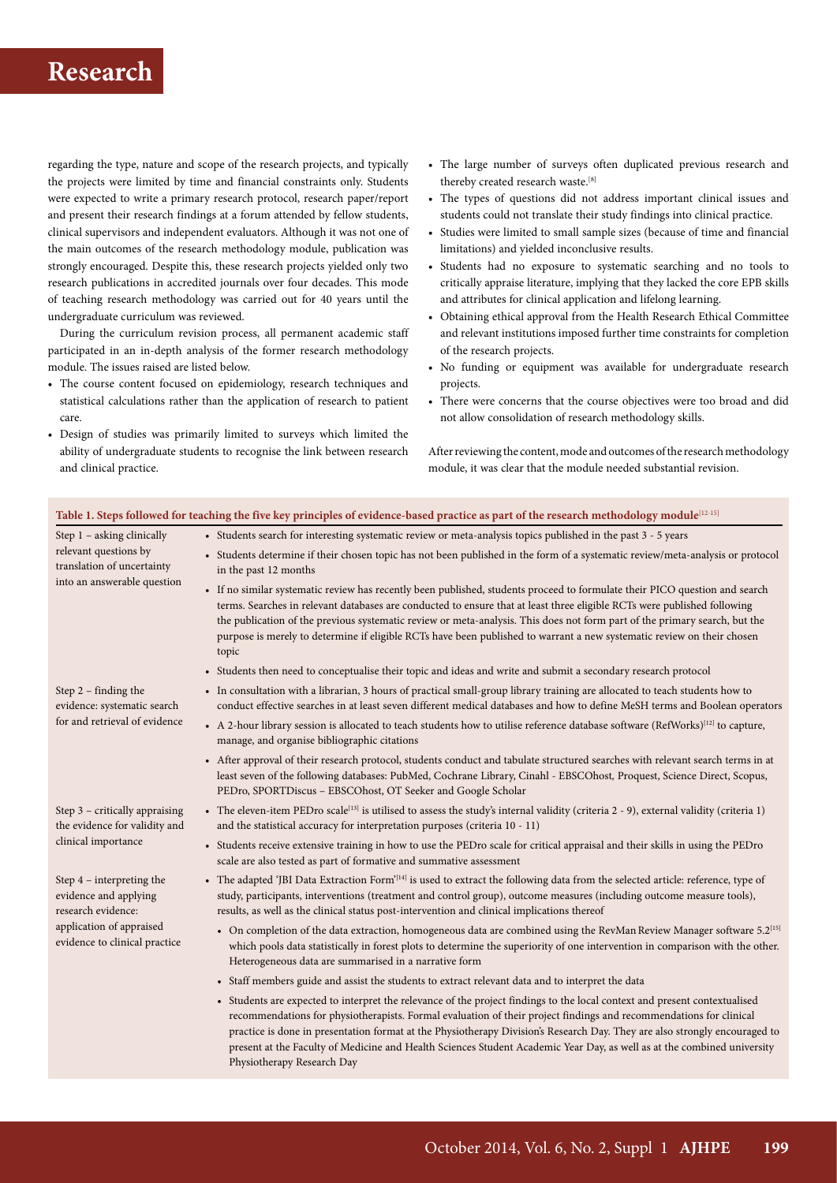regarding the type, nature and scope of the research projects, and typically the projects were limited by time and financial constraints only. Students were expected to write a primary research protocol, research paper/report and present their research findings at a forum attended by fellow students, clinical supervisors and independent evaluators. Although it was not one of the main outcomes of the research methodology module, publication was strongly encouraged. Despite this, these research projects yielded only two research publications in accredited journals over four decades. This mode of teaching research methodology was carried out for 40 years until the undergraduate curriculum was reviewed.

During the curriculum revision process, all permanent academic staff participated in an in-depth analysis of the former research methodology module. The issues raised are listed below.

- The course content focused on epidemiology, research techniques and statistical calculations rather than the application of research to patient care.
- Design of studies was primarily limited to surveys which limited the ability of undergraduate students to recognise the link between research and clinical practice.
- The large number of surveys often duplicated previous research and thereby created research waste.[8]
- The types of questions did not address important clinical issues and students could not translate their study findings into clinical practice.
- Studies were limited to small sample sizes (because of time and financial limitations) and yielded inconclusive results.
- Students had no exposure to systematic searching and no tools to critically appraise literature, implying that they lacked the core EPB skills and attributes for clinical application and lifelong learning.
- Obtaining ethical approval from the Health Research Ethical Committee and relevant institutions imposed further time constraints for completion of the research projects.
- No funding or equipment was available for undergraduate research projects.
- There were concerns that the course objectives were too broad and did not allow consolidation of research methodology skills.

After reviewing the content, mode and outcomes of the research methodology module, it was clear that the module needed substantial revision.

**Table 1. Steps followed for teaching the five key principles of evidence-based practice as part of the research methodology module**[12-15]

| | |
|---|---|
| Step 1 – asking clinically relevant questions by translation of uncertainty into an answerable question | • Students search for interesting systematic review or meta-analysis topics published in the past 3 - 5 years<br>• Students determine if their chosen topic has not been published in the form of a systematic review/meta-analysis or protocol in the past 12 months<br>• If no similar systematic review has recently been published, students proceed to formulate their PICO question and search terms. Searches in relevant databases are conducted to ensure that at least three eligible RCTs were published following the publication of the previous systematic review or meta-analysis. This does not form part of the primary search, but the purpose is merely to determine if eligible RCTs have been published to warrant a new systematic review on their chosen topic<br>• Students then need to conceptualise their topic and ideas and write and submit a secondary research protocol |
| Step 2 – finding the evidence: systematic search for and retrieval of evidence | • In consultation with a librarian, 3 hours of practical small-group library training are allocated to teach students how to conduct effective searches in at least seven different medical databases and how to define MeSH terms and Boolean operators<br>• A 2-hour library session is allocated to teach students how to utilise reference database software (RefWorks)[12] to capture, manage, and organise bibliographic citations<br>• After approval of their research protocol, students conduct and tabulate structured searches with relevant search terms in at least seven of the following databases: PubMed, Cochrane Library, Cinahl - EBSCOhost, Proquest, Science Direct, Scopus, PEDro, SPORTDiscus – EBSCOhost, OT Seeker and Google Scholar |
| Step 3 – critically appraising the evidence for validity and clinical importance | • The eleven-item PEDro scale[13] is utilised to assess the study's internal validity (criteria 2 - 9), external validity (criteria 1) and the statistical accuracy for interpretation purposes (criteria 10 - 11)<br>• Students receive extensive training in how to use the PEDro scale for critical appraisal and their skills in using the PEDro scale are also tested as part of formative and summative assessment |
| Step 4 – interpreting the evidence and applying research evidence: application of appraised evidence to clinical practice | • The adapted 'JBI Data Extraction Form'[14] is used to extract the following data from the selected article: reference, type of study, participants, interventions (treatment and control group), outcome measures (including outcome measure tools), results, as well as the clinical status post-intervention and clinical implications thereof<br>• On completion of the data extraction, homogeneous data are combined using the RevMan Review Manager software 5.2[15] which pools data statistically in forest plots to determine the superiority of one intervention in comparison with the other. Heterogeneous data are summarised in a narrative form<br>• Staff members guide and assist the students to extract relevant data and to interpret the data<br>• Students are expected to interpret the relevance of the project findings to the local context and present contextualised recommendations for physiotherapists. Formal evaluation of their project findings and recommendations for clinical practice is done in presentation format at the Physiotherapy Division's Research Day. They are also strongly encouraged to present at the Faculty of Medicine and Health Sciences Student Academic Year Day, as well as at the combined university Physiotherapy Research Day |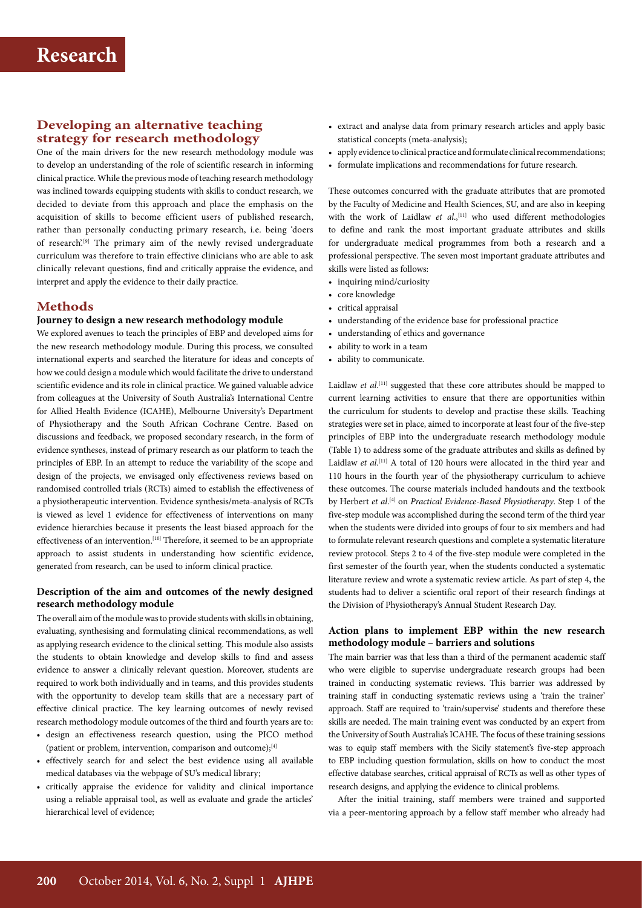## Developing an alternative teaching strategy for research methodology

One of the main drivers for the new research methodology module was to develop an understanding of the role of scientific research in informing clinical practice. While the previous mode of teaching research methodology was inclined towards equipping students with skills to conduct research, we decided to deviate from this approach and place the emphasis on the acquisition of skills to become efficient users of published research, rather than personally conducting primary research, i.e. being 'doers of research'.[9] The primary aim of the newly revised undergraduate curriculum was therefore to train effective clinicians who are able to ask clinically relevant questions, find and critically appraise the evidence, and interpret and apply the evidence to their daily practice.

## Methods

### Journey to design a new research methodology module

We explored avenues to teach the principles of EBP and developed aims for the new research methodology module. During this process, we consulted international experts and searched the literature for ideas and concepts of how we could design a module which would facilitate the drive to understand scientific evidence and its role in clinical practice. We gained valuable advice from colleagues at the University of South Australia's International Centre for Allied Health Evidence (ICAHE), Melbourne University's Department of Physiotherapy and the South African Cochrane Centre. Based on discussions and feedback, we proposed secondary research, in the form of evidence syntheses, instead of primary research as our platform to teach the principles of EBP. In an attempt to reduce the variability of the scope and design of the projects, we envisaged only effectiveness reviews based on randomised controlled trials (RCTs) aimed to establish the effectiveness of a physiotherapeutic intervention. Evidence synthesis/meta-analysis of RCTs is viewed as level 1 evidence for effectiveness of interventions on many evidence hierarchies because it presents the least biased approach for the effectiveness of an intervention.[10] Therefore, it seemed to be an appropriate approach to assist students in understanding how scientific evidence, generated from research, can be used to inform clinical practice.

### Description of the aim and outcomes of the newly designed research methodology module

The overall aim of the module was to provide students with skills in obtaining, evaluating, synthesising and formulating clinical recommendations, as well as applying research evidence to the clinical setting. This module also assists the students to obtain knowledge and develop skills to find and assess evidence to answer a clinically relevant question. Moreover, students are required to work both individually and in teams, and this provides students with the opportunity to develop team skills that are a necessary part of effective clinical practice. The key learning outcomes of newly revised research methodology module outcomes of the third and fourth years are to:

- design an effectiveness research question, using the PICO method (patient or problem, intervention, comparison and outcome);[4]
- effectively search for and select the best evidence using all available medical databases via the webpage of SU's medical library;
- critically appraise the evidence for validity and clinical importance using a reliable appraisal tool, as well as evaluate and grade the articles' hierarchical level of evidence;
- extract and analyse data from primary research articles and apply basic statistical concepts (meta-analysis);
- apply evidence to clinical practice and formulate clinical recommendations;
- formulate implications and recommendations for future research.

These outcomes concurred with the graduate attributes that are promoted by the Faculty of Medicine and Health Sciences, SU, and are also in keeping with the work of Laidlaw *et al.*,[11] who used different methodologies to define and rank the most important graduate attributes and skills for undergraduate medical programmes from both a research and a professional perspective. The seven most important graduate attributes and skills were listed as follows:

- inquiring mind/curiosity
- core knowledge
- critical appraisal
- understanding of the evidence base for professional practice
- understanding of ethics and governance
- ability to work in a team
- ability to communicate.

Laidlaw *et al.*[11] suggested that these core attributes should be mapped to current learning activities to ensure that there are opportunities within the curriculum for students to develop and practise these skills. Teaching strategies were set in place, aimed to incorporate at least four of the five-step principles of EBP into the undergraduate research methodology module (Table 1) to address some of the graduate attributes and skills as defined by Laidlaw *et al.*[11] A total of 120 hours were allocated in the third year and 110 hours in the fourth year of the physiotherapy curriculum to achieve these outcomes. The course materials included handouts and the textbook by Herbert *et al.*[4] on *Practical Evidence-Based Physiotherapy*. Step 1 of the five-step module was accomplished during the second term of the third year when the students were divided into groups of four to six members and had to formulate relevant research questions and complete a systematic literature review protocol. Steps 2 to 4 of the five-step module were completed in the first semester of the fourth year, when the students conducted a systematic literature review and wrote a systematic review article. As part of step 4, the students had to deliver a scientific oral report of their research findings at the Division of Physiotherapy's Annual Student Research Day.

### Action plans to implement EBP within the new research methodology module – barriers and solutions

The main barrier was that less than a third of the permanent academic staff who were eligible to supervise undergraduate research groups had been trained in conducting systematic reviews. This barrier was addressed by training staff in conducting systematic reviews using a 'train the trainer' approach. Staff are required to 'train/supervise' students and therefore these skills are needed. The main training event was conducted by an expert from the University of South Australia's ICAHE. The focus of these training sessions was to equip staff members with the Sicily statement's five-step approach to EBP including question formulation, skills on how to conduct the most effective database searches, critical appraisal of RCTs as well as other types of research designs, and applying the evidence to clinical problems.

After the initial training, staff members were trained and supported via a peer-mentoring approach by a fellow staff member who already had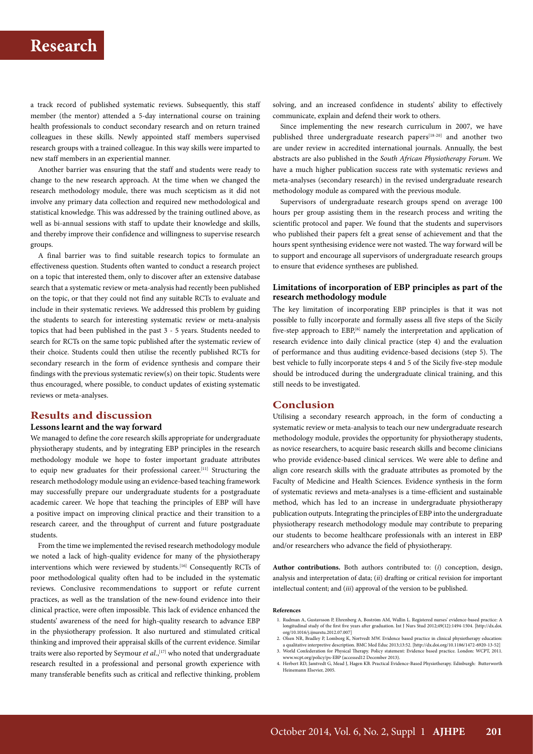a track record of published systematic reviews. Subsequently, this staff member (the mentor) attended a 5-day international course on training health professionals to conduct secondary research and on return trained colleagues in these skills. Newly appointed staff members supervised research groups with a trained colleague. In this way skills were imparted to new staff members in an experiential manner.

Another barrier was ensuring that the staff and students were ready to change to the new research approach. At the time when we changed the research methodology module, there was much scepticism as it did not involve any primary data collection and required new methodological and statistical knowledge. This was addressed by the training outlined above, as well as bi-annual sessions with staff to update their knowledge and skills, and thereby improve their confidence and willingness to supervise research groups.

A final barrier was to find suitable research topics to formulate an effectiveness question. Students often wanted to conduct a research project on a topic that interested them, only to discover after an extensive database search that a systematic review or meta-analysis had recently been published on the topic, or that they could not find any suitable RCTs to evaluate and include in their systematic reviews. We addressed this problem by guiding the students to search for interesting systematic review or meta-analysis topics that had been published in the past 3 - 5 years. Students needed to search for RCTs on the same topic published after the systematic review of their choice. Students could then utilise the recently published RCTs for secondary research in the form of evidence synthesis and compare their findings with the previous systematic review(s) on their topic. Students were thus encouraged, where possible, to conduct updates of existing systematic reviews or meta-analyses.

## Results and discussion

### Lessons learnt and the way forward

We managed to define the core research skills appropriate for undergraduate physiotherapy students, and by integrating EBP principles in the research methodology module we hope to foster important graduate attributes to equip new graduates for their professional career.[11] Structuring the research methodology module using an evidence-based teaching framework may successfully prepare our undergraduate students for a postgraduate academic career. We hope that teaching the principles of EBP will have a positive impact on improving clinical practice and their transition to a research career, and the throughput of current and future postgraduate students.

From the time we implemented the revised research methodology module we noted a lack of high-quality evidence for many of the physiotherapy interventions which were reviewed by students.[16] Consequently RCTs of poor methodological quality often had to be included in the systematic reviews. Conclusive recommendations to support or refute current practices, as well as the translation of the new-found evidence into their clinical practice, were often impossible. This lack of evidence enhanced the students' awareness of the need for high-quality research to advance EBP in the physiotherapy profession. It also nurtured and stimulated critical thinking and improved their appraisal skills of the current evidence. Similar traits were also reported by Seymour *et al.*,[17] who noted that undergraduate research resulted in a professional and personal growth experience with many transferable benefits such as critical and reflective thinking, problem solving, and an increased confidence in students' ability to effectively communicate, explain and defend their work to others.

Since implementing the new research curriculum in 2007, we have published three undergraduate research papers[18-20] and another two are under review in accredited international journals. Annually, the best abstracts are also published in the *South African Physiotherapy Forum*. We have a much higher publication success rate with systematic reviews and meta-analyses (secondary research) in the revised undergraduate research methodology module as compared with the previous module.

Supervisors of undergraduate research groups spend on average 100 hours per group assisting them in the research process and writing the scientific protocol and paper. We found that the students and supervisors who published their papers felt a great sense of achievement and that the hours spent synthesising evidence were not wasted. The way forward will be to support and encourage all supervisors of undergraduate research groups to ensure that evidence syntheses are published.

### Limitations of incorporation of EBP principles as part of the research methodology module

The key limitation of incorporating EBP principles is that it was not possible to fully incorporate and formally assess all five steps of the Sicily five-step approach to EBP,[6] namely the interpretation and application of research evidence into daily clinical practice (step 4) and the evaluation of performance and thus auditing evidence-based decisions (step 5). The best vehicle to fully incorporate steps 4 and 5 of the Sicily five-step module should be introduced during the undergraduate clinical training, and this still needs to be investigated.

## Conclusion

Utilising a secondary research approach, in the form of conducting a systematic review or meta-analysis to teach our new undergraduate research methodology module, provides the opportunity for physiotherapy students, as novice researchers, to acquire basic research skills and become clinicians who provide evidence-based clinical services. We were able to define and align core research skills with the graduate attributes as promoted by the Faculty of Medicine and Health Sciences. Evidence synthesis in the form of systematic reviews and meta-analyses is a time-efficient and sustainable method, which has led to an increase in undergraduate physiotherapy publication outputs. Integrating the principles of EBP into the undergraduate physiotherapy research methodology module may contribute to preparing our students to become healthcare professionals with an interest in EBP and/or researchers who advance the field of physiotherapy.

**Author contributions.** Both authors contributed to: (*i*) conception, design, analysis and interpretation of data; (*ii*) drafting or critical revision for important intellectual content; and (*iii*) approval of the version to be published.

#### References

1. Rudman A, Gustavsson P, Ehrenberg A, Boström AM, Wallin L. Registered nurses' evidence-based practice: A longitudinal study of the first five years after graduation. Int J Nurs Stud 2012;49(12):1494-1504. [http://dx.doi.org/10.1016/j.ijnurstu.2012.07.007]
2. Olsen NR, Bradley P, Lomborg K, Nortvedt MW. Evidence based practice in clinical physiotherapy education: a qualitative interpretive description. BMC Med Educ 2013;13:52. [http://dx.doi.org/10.1186/1472-6920-13-52]
3. World Confederation for Physical Therapy. Policy statement: Evidence based practice. London: WCPT, 2011. www.wcpt.org/policy/ps-EBP (accessed12 December 2013).
4. Herbert RD, Jamtvedt G, Mead J, Hagen KB. Practical Evidence-Based Physiotherapy. Edinburgh: Butterworth Heinemann Elsevier, 2005.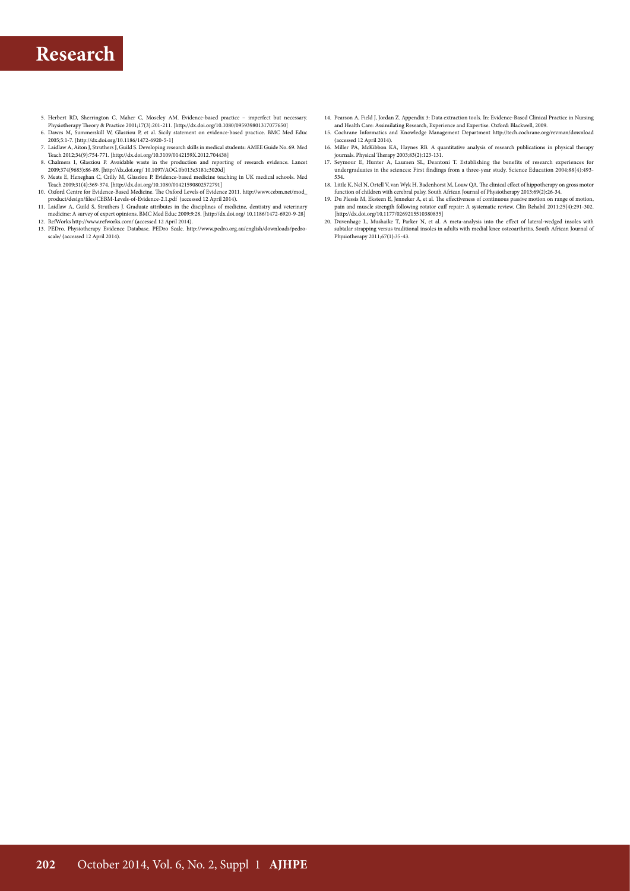5. Herbert RD, Sherrington C, Maher C, Moseley AM. Evidence-based practice – imperfect but necessary. Physiotherapy Theory & Practice 2001;17(3):201-211. [http://dx.doi.org/10.1080/095939801317077650]
6. Dawes M, Summerskill W, Glasziou P, et al. Sicily statement on evidence-based practice. BMC Med Educ 2005;5:1-7. [http://dx.doi.org/10.1186/1472-6920-5-1]
7. Laidlaw A, Aiton J, Struthers J, Guild S. Developing research skills in medical students: AMEE Guide No. 69. Med Teach 2012;34(9):754-771. [http://dx.doi.org/10.3109/0142159X.2012.704438]
8. Chalmers I, Glasziou P. Avoidable waste in the production and reporting of research evidence. Lancet 2009;374(9683):86-89. [http://dx.doi.org/ 10.1097/AOG.0b013e3181c3020d]
9. Meats E, Heneghan C, Crilly M, Glasziou P. Evidence-based medicine teaching in UK medical schools. Med Teach 2009;31(4):369-374. [http://dx.doi.org/10.1080/01421590802572791]
10. Oxford Centre for Evidence-Based Medicine. The Oxford Levels of Evidence 2011. http://www.cebm.net/mod_product/design/files/CEBM-Levels-of-Evidence-2.1.pdf (accessed 12 April 2014).
11. Laidlaw A, Guild S, Struthers J. Graduate attributes in the disciplines of medicine, dentistry and veterinary medicine: A survey of expert opinions. BMC Med Educ 2009;9:28. [http://dx.doi.org/ 10.1186/1472-6920-9-28]
12. RefWorks http://www.refworks.com/ (accessed 12 April 2014).
13. PEDro. Physiotherapy Evidence Database. PEDro Scale. http://www.pedro.org.au/english/downloads/pedro-scale/ (accessed 12 April 2014).
14. Pearson A, Field J, Jordan Z. Appendix 3: Data extraction tools. In: Evidence-Based Clinical Practice in Nursing and Health Care: Assimilating Research, Experience and Expertise. Oxford: Blackwell, 2009.
15. Cochrane Informatics and Knowledge Management Department http://tech.cochrane.org/revman/download (accessed 12 April 2014).
16. Miller PA, McKibbon KA, Haynes RB. A quantitative analysis of research publications in physical therapy journals. Physical Therapy 2003;83(2):123-131.
17. Seymour E, Hunter A, Laursen SL, Deantoni T. Establishing the benefits of research experiences for undergraduates in the sciences: First findings from a three-year study. Science Education 2004;88(4):493-534.
18. Little K, Nel N, Ortell V, van Wyk H, Badenhorst M, Louw QA. The clinical effect of hippotherapy on gross motor function of children with cerebral palsy. South African Journal of Physiotherapy 2013;69(2):26-34.
19. Du Plessis M, Eksteen E, Jenneker A, et al. The effectiveness of continuous passive motion on range of motion, pain and muscle strength following rotator cuff repair: A systematic review. Clin Rehabil 2011;25(4):291-302. [http://dx.doi.org/10.1177/0269215510380835]
20. Duvenhage L, Mushaike T, Parker N, et al. A meta-analysis into the effect of lateral-wedged insoles with subtalar strapping versus traditional insoles in adults with medial knee osteoarthritis. South African Journal of Physiotherapy 2011;67(1):35-43.